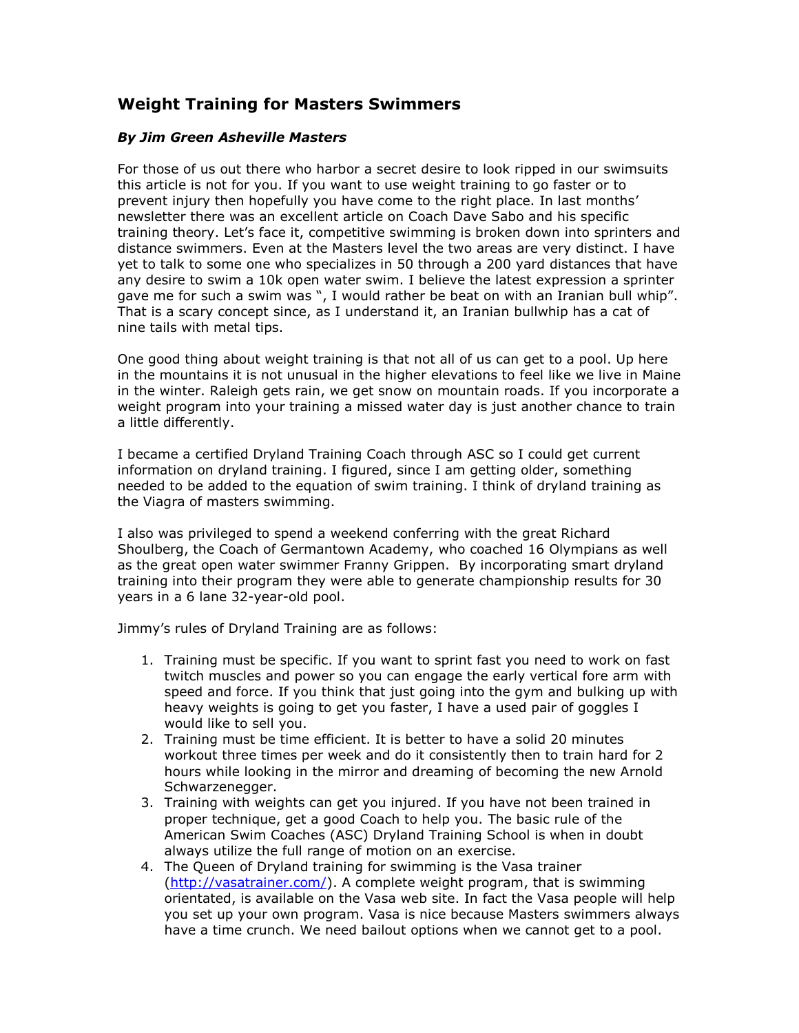## Weight Training for Masters Swimmers

***By Jim Green Asheville Masters***

For those of us out there who harbor a secret desire to look ripped in our swimsuits this article is not for you. If you want to use weight training to go faster or to prevent injury then hopefully you have come to the right place. In last months' newsletter there was an excellent article on Coach Dave Sabo and his specific training theory. Let's face it, competitive swimming is broken down into sprinters and distance swimmers. Even at the Masters level the two areas are very distinct. I have yet to talk to some one who specializes in 50 through a 200 yard distances that have any desire to swim a 10k open water swim. I believe the latest expression a sprinter gave me for such a swim was ", I would rather be beat on with an Iranian bull whip". That is a scary concept since, as I understand it, an Iranian bullwhip has a cat of nine tails with metal tips.

One good thing about weight training is that not all of us can get to a pool. Up here in the mountains it is not unusual in the higher elevations to feel like we live in Maine in the winter. Raleigh gets rain, we get snow on mountain roads. If you incorporate a weight program into your training a missed water day is just another chance to train a little differently.

I became a certified Dryland Training Coach through ASC so I could get current information on dryland training. I figured, since I am getting older, something needed to be added to the equation of swim training. I think of dryland training as the Viagra of masters swimming.

I also was privileged to spend a weekend conferring with the great Richard Shoulberg, the Coach of Germantown Academy, who coached 16 Olympians as well as the great open water swimmer Franny Grippen. By incorporating smart dryland training into their program they were able to generate championship results for 30 years in a 6 lane 32-year-old pool.

Jimmy's rules of Dryland Training are as follows:

1. Training must be specific. If you want to sprint fast you need to work on fast twitch muscles and power so you can engage the early vertical fore arm with speed and force. If you think that just going into the gym and bulking up with heavy weights is going to get you faster, I have a used pair of goggles I would like to sell you.
2. Training must be time efficient. It is better to have a solid 20 minutes workout three times per week and do it consistently then to train hard for 2 hours while looking in the mirror and dreaming of becoming the new Arnold Schwarzenegger.
3. Training with weights can get you injured. If you have not been trained in proper technique, get a good Coach to help you. The basic rule of the American Swim Coaches (ASC) Dryland Training School is when in doubt always utilize the full range of motion on an exercise.
4. The Queen of Dryland training for swimming is the Vasa trainer (http://vasatrainer.com/). A complete weight program, that is swimming orientated, is available on the Vasa web site. In fact the Vasa people will help you set up your own program. Vasa is nice because Masters swimmers always have a time crunch. We need bailout options when we cannot get to a pool.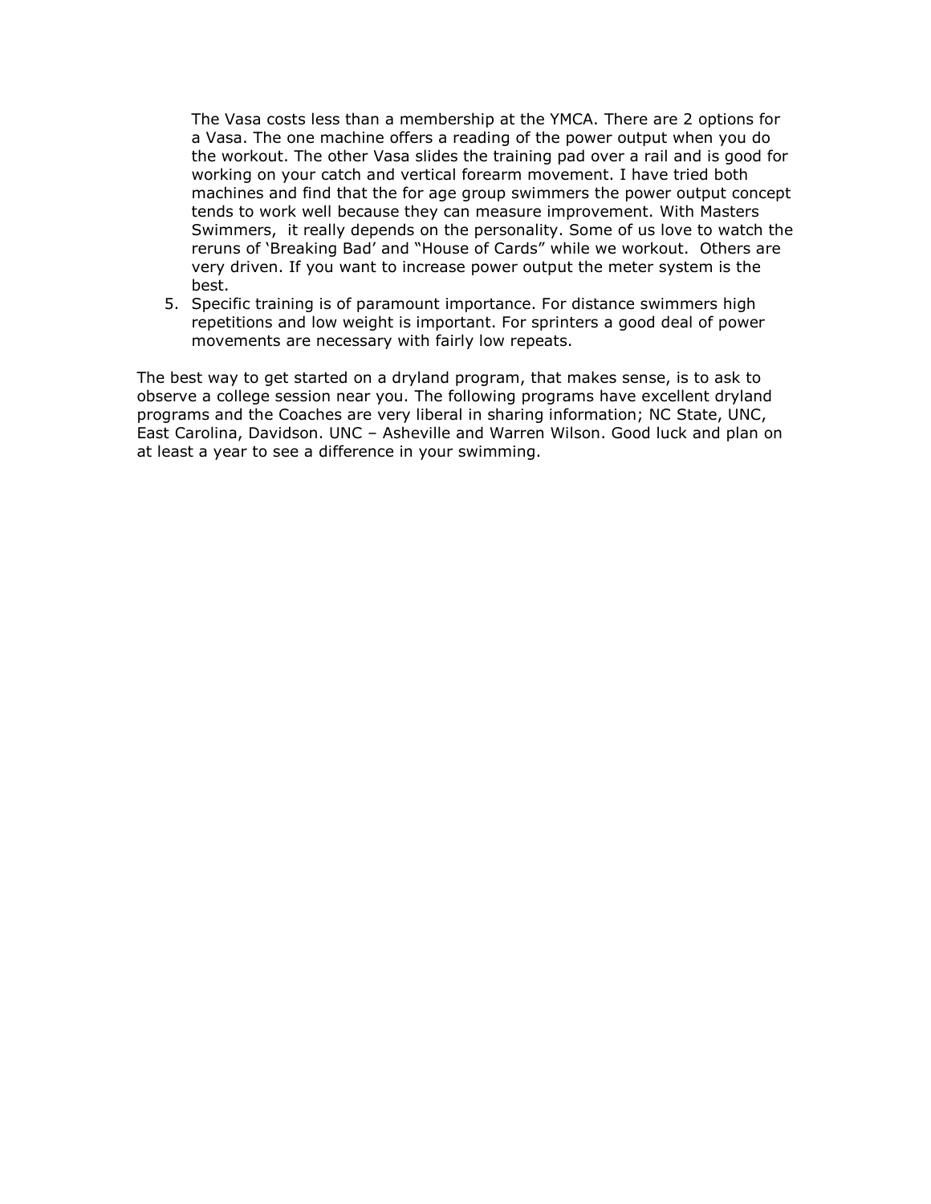The Vasa costs less than a membership at the YMCA. There are 2 options for a Vasa. The one machine offers a reading of the power output when you do the workout. The other Vasa slides the training pad over a rail and is good for working on your catch and vertical forearm movement. I have tried both machines and find that the for age group swimmers the power output concept tends to work well because they can measure improvement. With Masters Swimmers, it really depends on the personality. Some of us love to watch the reruns of 'Breaking Bad' and "House of Cards" while we workout. Others are very driven. If you want to increase power output the meter system is the best.

5. Specific training is of paramount importance. For distance swimmers high repetitions and low weight is important. For sprinters a good deal of power movements are necessary with fairly low repeats.

The best way to get started on a dryland program, that makes sense, is to ask to observe a college session near you. The following programs have excellent dryland programs and the Coaches are very liberal in sharing information; NC State, UNC, East Carolina, Davidson. UNC – Asheville and Warren Wilson. Good luck and plan on at least a year to see a difference in your swimming.